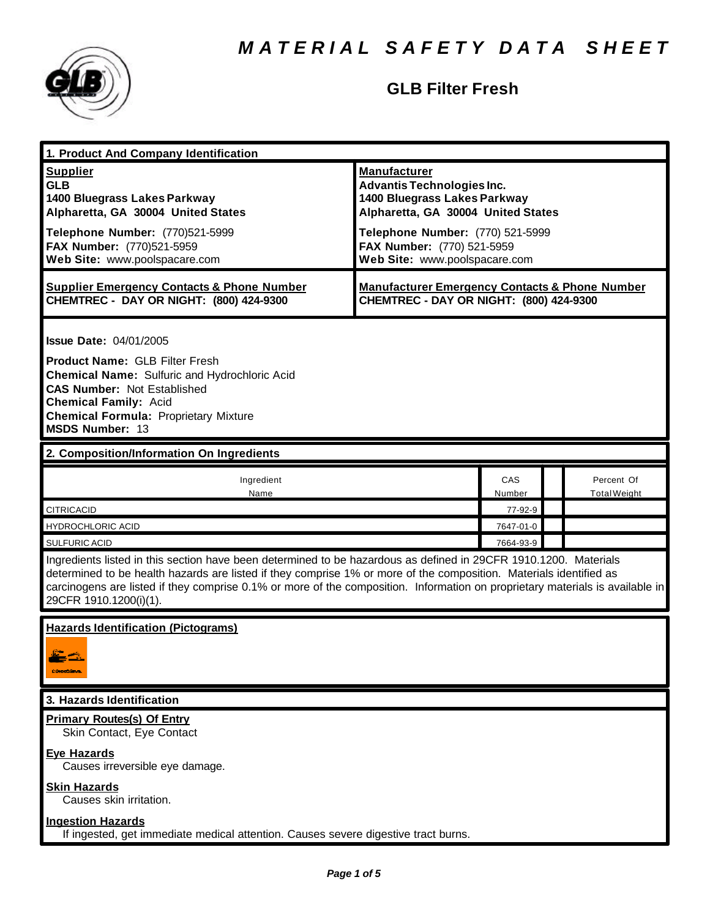# MATERIAL SAFETY DATA SHEET

## GLB Filter Fresh

### 1. Product And Company Identification

**Supplier**
**GLB**
**1400 Bluegrass Lakes Parkway**
**Alpharetta, GA 30004 United States**

**Telephone Number:** (770)521-5999
**FAX Number:** (770)521-5959
**Web Site:** www.poolspacare.com

**Manufacturer**
**Advantis Technologies Inc.**
**1400 Bluegrass Lakes Parkway**
**Alpharetta, GA 30004 United States**

**Telephone Number:** (770) 521-5999
**FAX Number:** (770) 521-5959
**Web Site:** www.poolspacare.com

**Supplier Emergency Contacts & Phone Number**
**CHEMTREC - DAY OR NIGHT: (800) 424-9300**

**Manufacturer Emergency Contacts & Phone Number**
**CHEMTREC - DAY OR NIGHT: (800) 424-9300**

**Issue Date:** 04/01/2005

**Product Name:** GLB Filter Fresh
**Chemical Name:** Sulfuric and Hydrochloric Acid
**CAS Number:** Not Established
**Chemical Family:** Acid
**Chemical Formula:** Proprietary Mixture
**MSDS Number:** 13

### 2. Composition/Information On Ingredients

| Ingredient Name | CAS Number | | Percent Of Total Weight |
|---|---|---|---|
| CITRICACID | 77-92-9 | | |
| HYDROCHLORIC ACID | 7647-01-0 | | |
| SULFURIC ACID | 7664-93-9 | | |

Ingredients listed in this section have been determined to be hazardous as defined in 29CFR 1910.1200. Materials determined to be health hazards are listed if they comprise 1% or more of the composition. Materials identified as carcinogens are listed if they comprise 0.1% or more of the composition. Information on proprietary materials is available in 29CFR 1910.1200(i)(1).

**Hazards Identification (Pictograms)**

### 3. Hazards Identification

**Primary Routes(s) Of Entry**
Skin Contact, Eye Contact

**Eye Hazards**
Causes irreversible eye damage.

**Skin Hazards**
Causes skin irritation.

**Ingestion Hazards**
If ingested, get immediate medical attention. Causes severe digestive tract burns.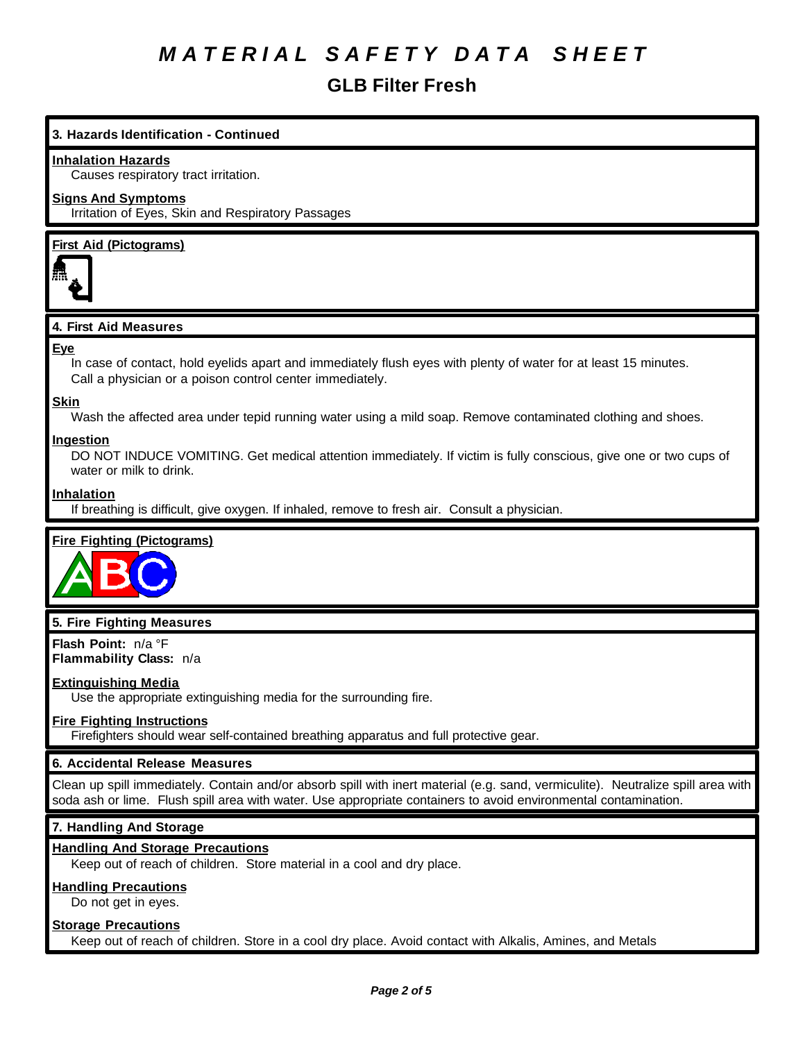# MATERIAL SAFETY DATA SHEET

## GLB Filter Fresh

### 3. Hazards Identification - Continued

**Inhalation Hazards**

Causes respiratory tract irritation.

**Signs And Symptoms**

Irritation of Eyes, Skin and Respiratory Passages

**First Aid (Pictograms)**

### 4. First Aid Measures

**Eye**

In case of contact, hold eyelids apart and immediately flush eyes with plenty of water for at least 15 minutes. Call a physician or a poison control center immediately.

**Skin**

Wash the affected area under tepid running water using a mild soap. Remove contaminated clothing and shoes.

**Ingestion**

DO NOT INDUCE VOMITING. Get medical attention immediately. If victim is fully conscious, give one or two cups of water or milk to drink.

**Inhalation**

If breathing is difficult, give oxygen. If inhaled, remove to fresh air. Consult a physician.

**Fire Fighting (Pictograms)**

### 5. Fire Fighting Measures

**Flash Point:** n/a °F
**Flammability Class:** n/a

**Extinguishing Media**

Use the appropriate extinguishing media for the surrounding fire.

**Fire Fighting Instructions**

Firefighters should wear self-contained breathing apparatus and full protective gear.

### 6. Accidental Release Measures

Clean up spill immediately. Contain and/or absorb spill with inert material (e.g. sand, vermiculite). Neutralize spill area with soda ash or lime. Flush spill area with water. Use appropriate containers to avoid environmental contamination.

### 7. Handling And Storage

**Handling And Storage Precautions**

Keep out of reach of children. Store material in a cool and dry place.

**Handling Precautions**

Do not get in eyes.

**Storage Precautions**

Keep out of reach of children. Store in a cool dry place. Avoid contact with Alkalis, Amines, and Metals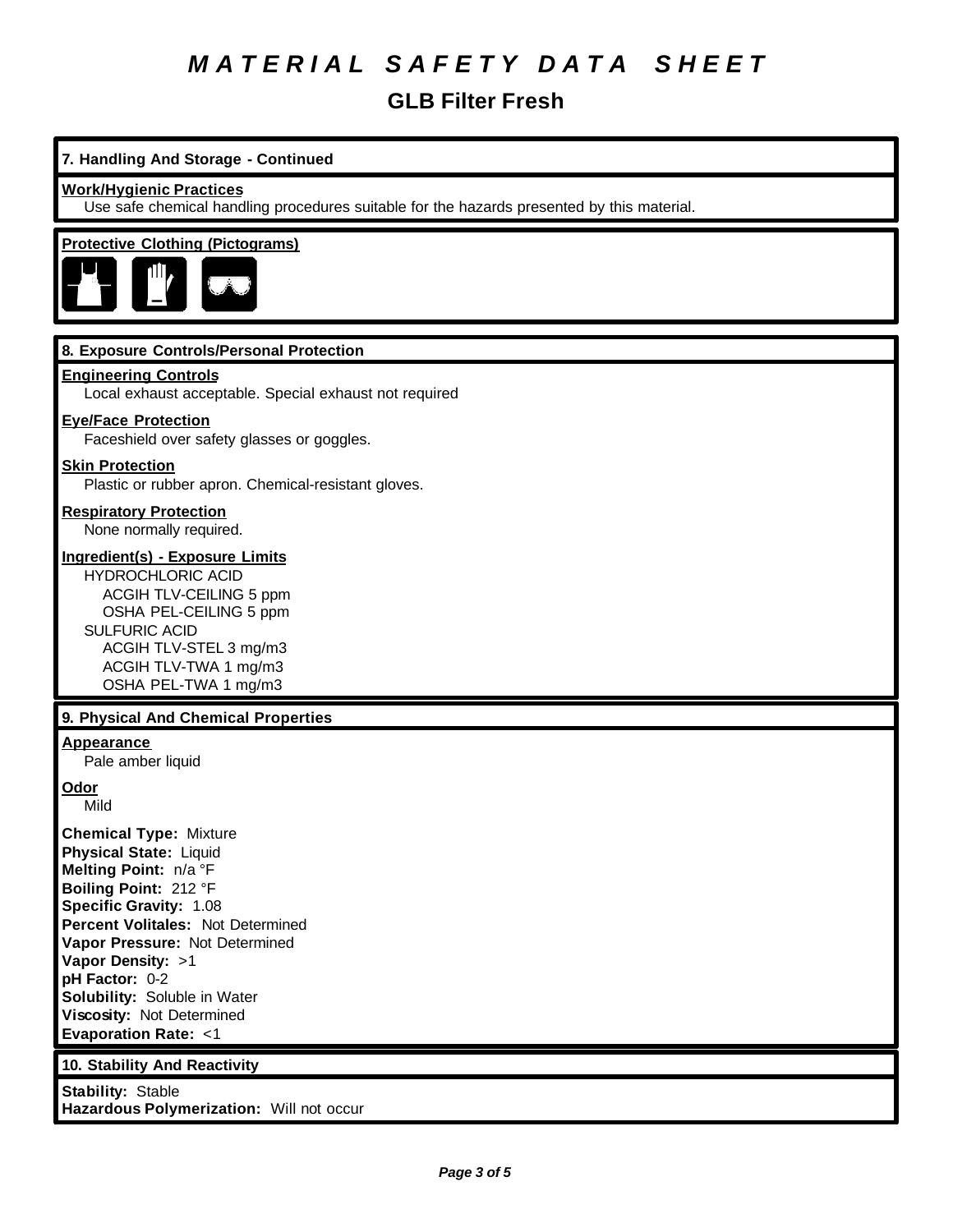# MATERIAL SAFETY DATA SHEET

## GLB Filter Fresh

### 7. Handling And Storage - Continued

**Work/Hygienic Practices**

Use safe chemical handling procedures suitable for the hazards presented by this material.

**Protective Clothing (Pictograms)**

### 8. Exposure Controls/Personal Protection

**Engineering Controls**

Local exhaust acceptable. Special exhaust not required

**Eye/Face Protection**

Faceshield over safety glasses or goggles.

**Skin Protection**

Plastic or rubber apron. Chemical-resistant gloves.

**Respiratory Protection**

None normally required.

**Ingredient(s) - Exposure Limits**

HYDROCHLORIC ACID
- ACGIH TLV-CEILING 5 ppm
- OSHA PEL-CEILING 5 ppm

SULFURIC ACID
- ACGIH TLV-STEL 3 mg/m3
- ACGIH TLV-TWA 1 mg/m3
- OSHA PEL-TWA 1 mg/m3

### 9. Physical And Chemical Properties

**Appearance**

Pale amber liquid

**Odor**

Mild

**Chemical Type:** Mixture
**Physical State:** Liquid
**Melting Point:** n/a °F
**Boiling Point:** 212 °F
**Specific Gravity:** 1.08
**Percent Volitales:** Not Determined
**Vapor Pressure:** Not Determined
**Vapor Density:** >1
**pH Factor:** 0-2
**Solubility:** Soluble in Water
**Viscosity:** Not Determined
**Evaporation Rate:** <1

### 10. Stability And Reactivity

**Stability:** Stable
**Hazardous Polymerization:** Will not occur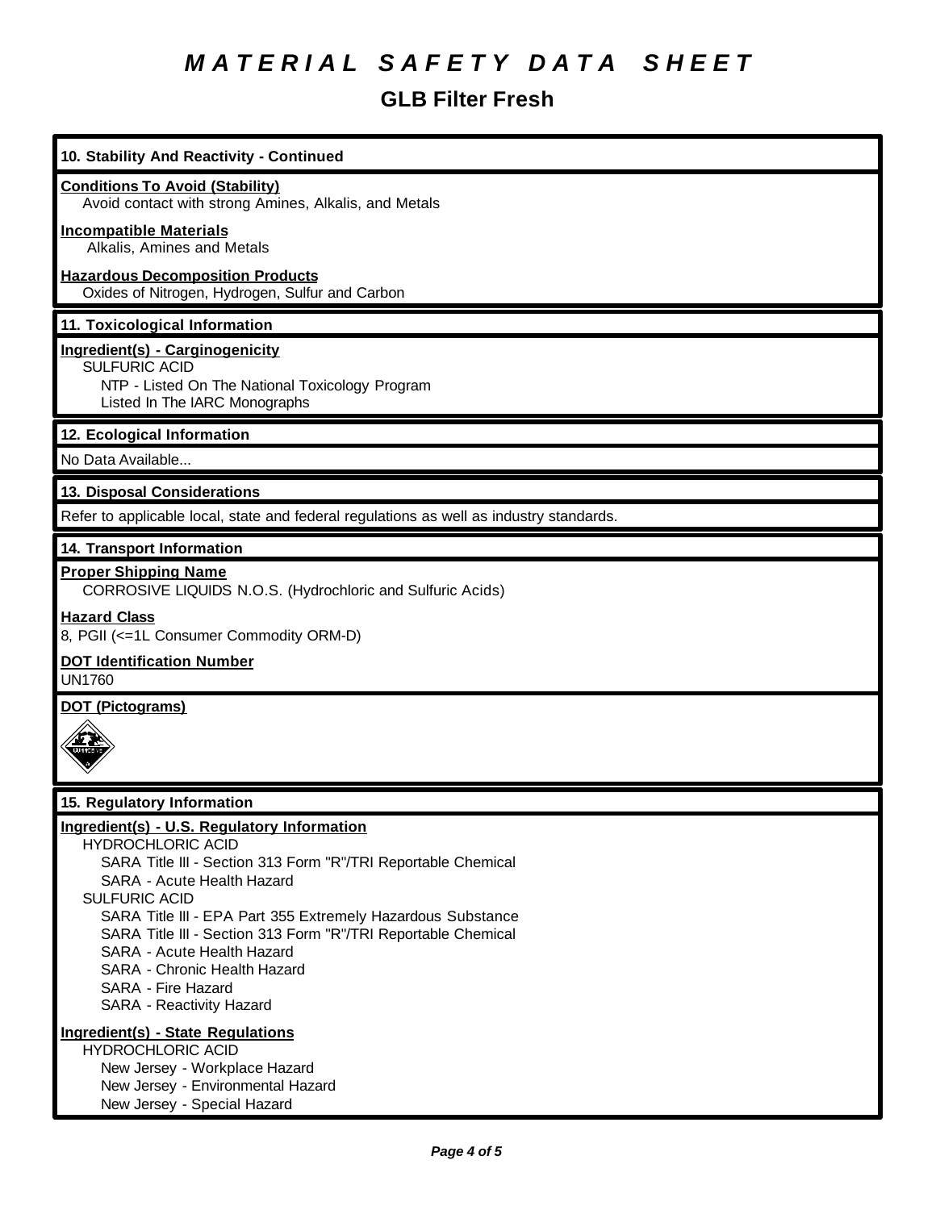# MATERIAL SAFETY DATA SHEET

## GLB Filter Fresh

### 10. Stability And Reactivity - Continued

**Conditions To Avoid (Stability)**
Avoid contact with strong Amines, Alkalis, and Metals

**Incompatible Materials**
Alkalis, Amines and Metals

**Hazardous Decomposition Products**
Oxides of Nitrogen, Hydrogen, Sulfur and Carbon

### 11. Toxicological Information

**Ingredient(s) - Carginogenicity**
SULFURIC ACID
NTP - Listed On The National Toxicology Program
Listed In The IARC Monographs

### 12. Ecological Information

No Data Available...

### 13. Disposal Considerations

Refer to applicable local, state and federal regulations as well as industry standards.

### 14. Transport Information

**Proper Shipping Name**
CORROSIVE LIQUIDS N.O.S. (Hydrochloric and Sulfuric Acids)

**Hazard Class**
8, PGII (<=1L Consumer Commodity ORM-D)

**DOT Identification Number**
UN1760

**DOT (Pictograms)**

### 15. Regulatory Information

**Ingredient(s) - U.S. Regulatory Information**

HYDROCHLORIC ACID
- SARA Title III - Section 313 Form "R"/TRI Reportable Chemical
- SARA - Acute Health Hazard

SULFURIC ACID
- SARA Title III - EPA Part 355 Extremely Hazardous Substance
- SARA Title III - Section 313 Form "R"/TRI Reportable Chemical
- SARA - Acute Health Hazard
- SARA - Chronic Health Hazard
- SARA - Fire Hazard
- SARA - Reactivity Hazard

**Ingredient(s) - State Regulations**

HYDROCHLORIC ACID
- New Jersey - Workplace Hazard
- New Jersey - Environmental Hazard
- New Jersey - Special Hazard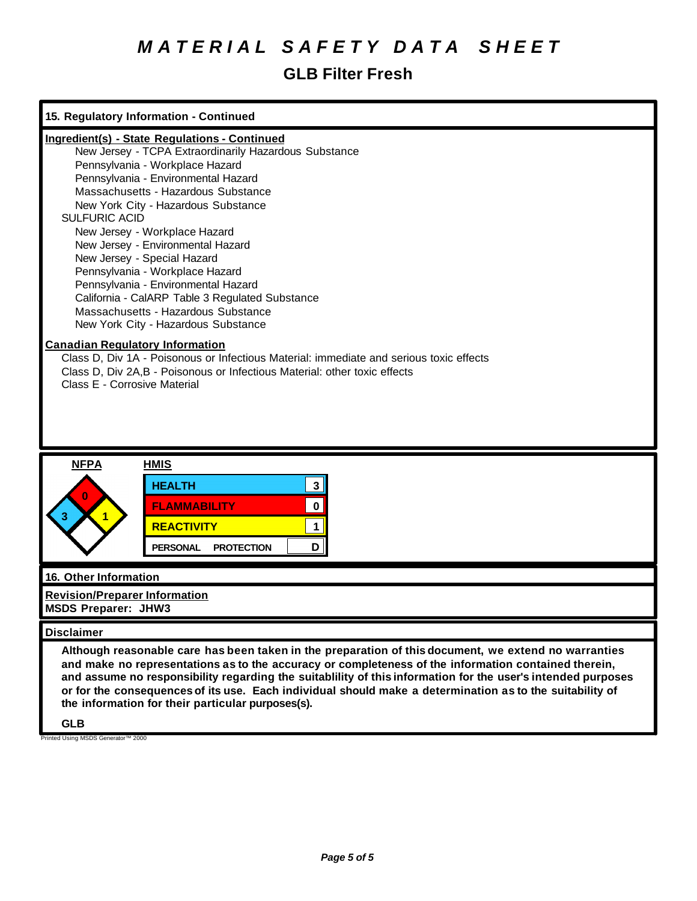# MATERIAL SAFETY DATA SHEET

## GLB Filter Fresh

### 15. Regulatory Information - Continued

**Ingredient(s) - State Regulations - Continued**

New Jersey - TCPA Extraordinarily Hazardous Substance
Pennsylvania - Workplace Hazard
Pennsylvania - Environmental Hazard
Massachusetts - Hazardous Substance
New York City - Hazardous Substance

SULFURIC ACID

New Jersey - Workplace Hazard
New Jersey - Environmental Hazard
New Jersey - Special Hazard
Pennsylvania - Workplace Hazard
Pennsylvania - Environmental Hazard
California - CalARP Table 3 Regulated Substance
Massachusetts - Hazardous Substance
New York City - Hazardous Substance

**Canadian Regulatory Information**

Class D, Div 1A - Poisonous or Infectious Material: immediate and serious toxic effects
Class D, Div 2A,B - Poisonous or Infectious Material: other toxic effects
Class E - Corrosive Material

**NFPA**

0
3
1

**HMIS**

| | |
|---|---|
| HEALTH | 3 |
| FLAMMABILITY | 0 |
| REACTIVITY | 1 |
| PERSONAL PROTECTION | D |

### 16. Other Information

**Revision/Preparer Information**

**MSDS Preparer: JHW3**

**Disclaimer**

**Although reasonable care has been taken in the preparation of this document, we extend no warranties and make no representations as to the accuracy or completeness of the information contained therein, and assume no responsibility regarding the suitablility of this information for the user's intended purposes or for the consequences of its use. Each individual should make a determination as to the suitability of the information for their particular purposes(s).**

**GLB**

Printed Using MSDS Generator™ 2000